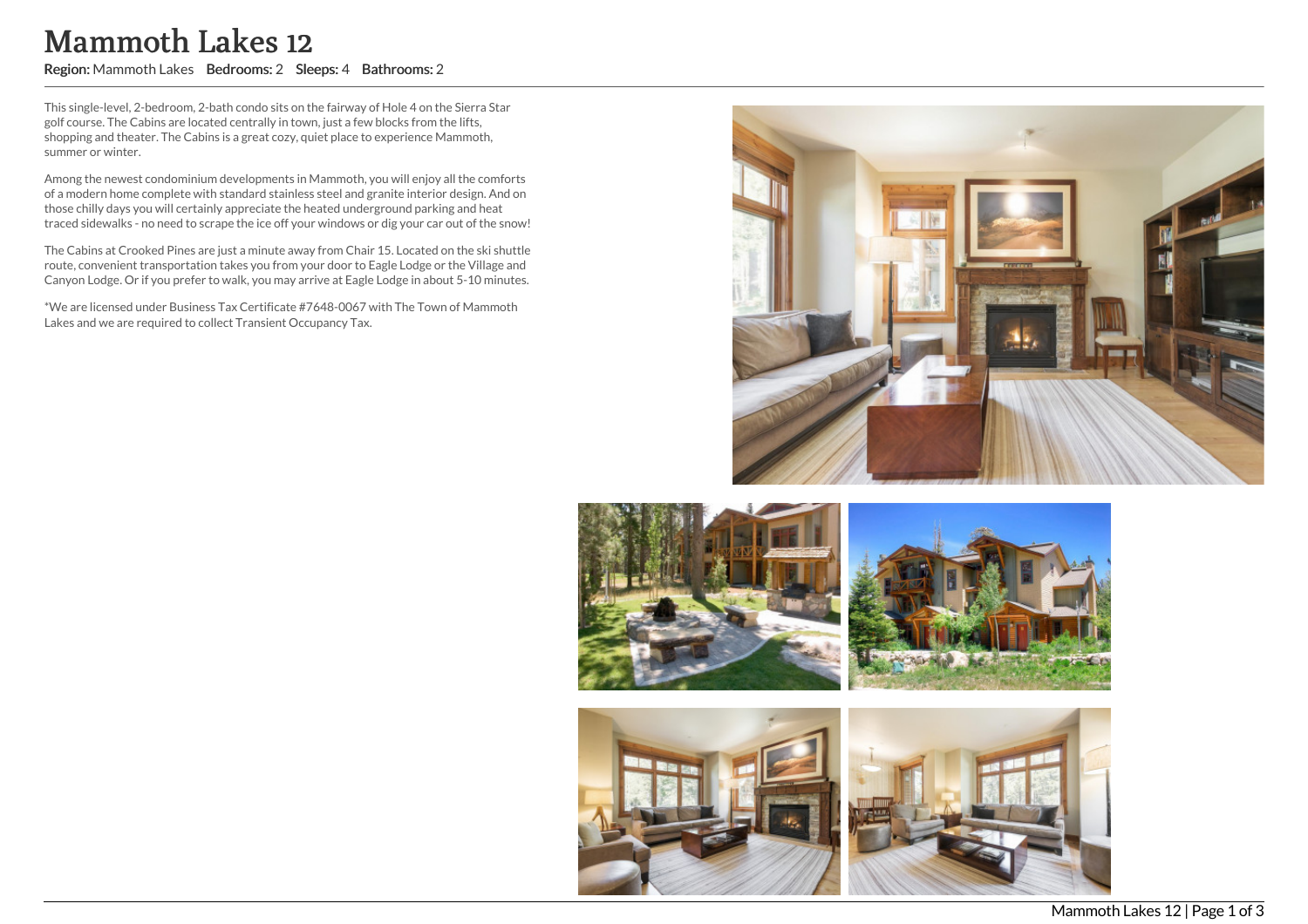# Mammoth Lakes 12

**Region:** Mammoth Lakes **Bedrooms:** 2 **Sleeps:** 4 **Bathrooms:** 2

This single-level, 2-bedroom, 2-bath condo sits on the fairway of Hole 4 on the Sierra Star golf course. The Cabins are located centrally in town, just a few blocks from the lifts, shopping and theater. The Cabins is a great cozy, quiet place to experience Mammoth, summer or winter.

Among the newest condominium developments in Mammoth, you will enjoy all the comforts of a modern home complete with standard stainless steel and granite interior design. And on those chilly days you will certainly appreciate the heated underground parking and heat traced sidewalks - no need to scrape the ice off your windows or dig your car out of the snow!

The Cabins at Crooked Pines are just a minute away from Chair 15. Located on the ski shuttle route, convenient transportation takes you from your door to Eagle Lodge or the Village and Canyon Lodge. Or if you prefer to walk, you may arrive at Eagle Lodge in about 5-10 minutes.

*We are licensed under Business Tax Certificate #7648-0067 with The Town of Mammoth Lakes and we are required to collect Transient Occupancy Tax.